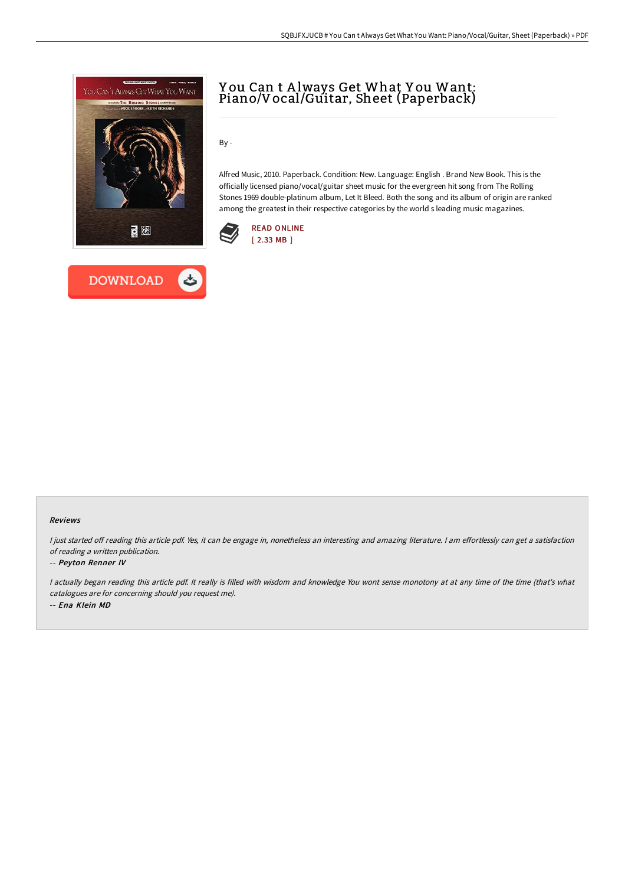# You Can t Always Get What You Want: Piano/Vocal/Guitar, Sheet (Paperback)

By -

Alfred Music, 2010. Paperback. Condition: New. Language: English . Brand New Book. This is the officially licensed piano/vocal/guitar sheet music for the evergreen hit song from The Rolling Stones 1969 double-platinum album, Let It Bleed. Both the song and its album of origin are ranked among the greatest in their respective categories by the world s leading music magazines.

READ ONLINE
[ 2.33 MB ]

DOWNLOAD

### Reviews

*I just started off reading this article pdf. Yes, it can be engage in, nonetheless an interesting and amazing literature. I am effortlessly can get a satisfaction of reading a written publication.*

-- *Peyton Renner IV*

*I actually began reading this article pdf. It really is filled with wisdom and knowledge You wont sense monotony at at any time of the time (that's what catalogues are for concerning should you request me).*

-- *Ena Klein MD*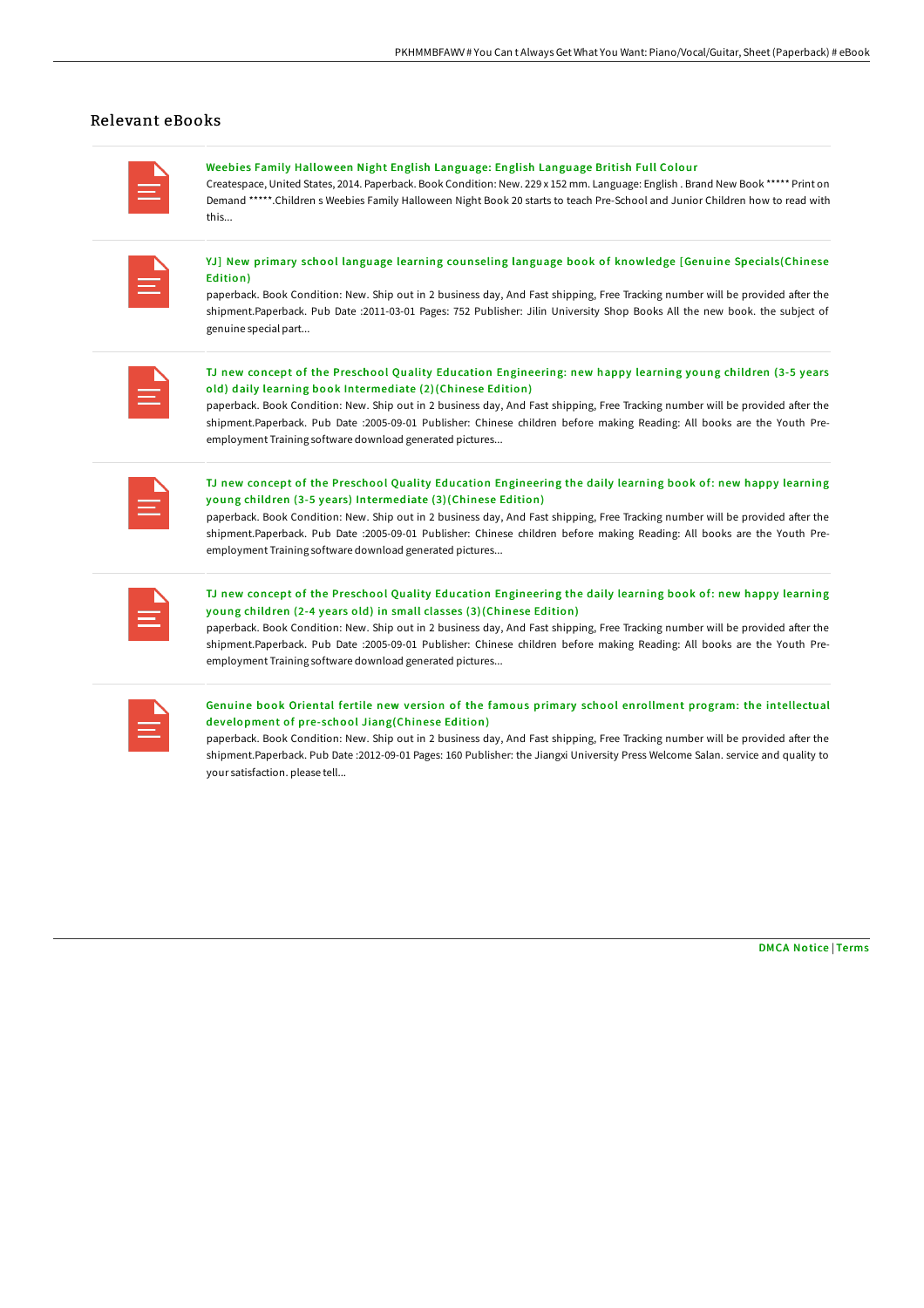## Relevant eBooks

**Weebies Family Halloween Night English Language: English Language British Full Colour**

Createspace, United States, 2014. Paperback. Book Condition: New. 229 x 152 mm. Language: English . Brand New Book ***** Print on Demand *****.Children s Weebies Family Halloween Night Book 20 starts to teach Pre-School and Junior Children how to read with this...

**YJ] New primary school language learning counseling language book of knowledge [Genuine Specials(Chinese Edition)**

paperback. Book Condition: New. Ship out in 2 business day, And Fast shipping, Free Tracking number will be provided after the shipment.Paperback. Pub Date :2011-03-01 Pages: 752 Publisher: Jilin University Shop Books All the new book. the subject of genuine special part...

**TJ new concept of the Preschool Quality Education Engineering: new happy learning young children (3-5 years old) daily learning book Intermediate (2)(Chinese Edition)**

paperback. Book Condition: New. Ship out in 2 business day, And Fast shipping, Free Tracking number will be provided after the shipment.Paperback. Pub Date :2005-09-01 Publisher: Chinese children before making Reading: All books are the Youth Pre-employment Training software download generated pictures...

**TJ new concept of the Preschool Quality Education Engineering the daily learning book of: new happy learning young children (3-5 years) Intermediate (3)(Chinese Edition)**

paperback. Book Condition: New. Ship out in 2 business day, And Fast shipping, Free Tracking number will be provided after the shipment.Paperback. Pub Date :2005-09-01 Publisher: Chinese children before making Reading: All books are the Youth Pre-employment Training software download generated pictures...

**TJ new concept of the Preschool Quality Education Engineering the daily learning book of: new happy learning young children (2-4 years old) in small classes (3)(Chinese Edition)**

paperback. Book Condition: New. Ship out in 2 business day, And Fast shipping, Free Tracking number will be provided after the shipment.Paperback. Pub Date :2005-09-01 Publisher: Chinese children before making Reading: All books are the Youth Pre-employment Training software download generated pictures...

**Genuine book Oriental fertile new version of the famous primary school enrollment program: the intellectual development of pre-school Jiang(Chinese Edition)**

paperback. Book Condition: New. Ship out in 2 business day, And Fast shipping, Free Tracking number will be provided after the shipment.Paperback. Pub Date :2012-09-01 Pages: 160 Publisher: the Jiangxi University Press Welcome Salan. service and quality to your satisfaction. please tell...